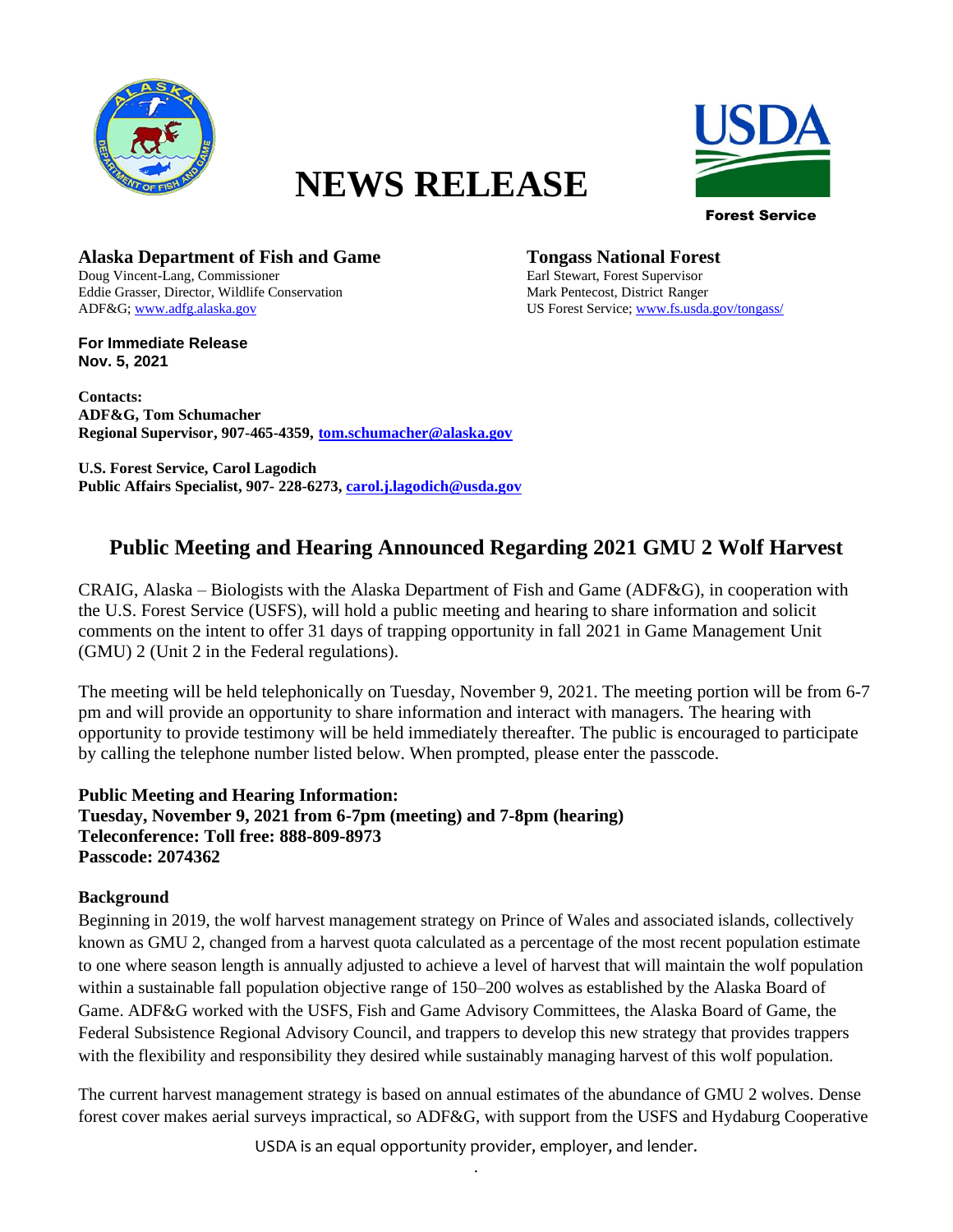# NEWS RELEASE

Forest Service

**Alaska Department of Fish and Game**
Doug Vincent-Lang, Commissioner
Eddie Grasser, Director, Wildlife Conservation
ADF&G; www.adfg.alaska.gov

**Tongass National Forest**
Earl Stewart, Forest Supervisor
Mark Pentecost, District Ranger
US Forest Service; www.fs.usda.gov/tongass/

**For Immediate Release**
**Nov. 5, 2021**

**Contacts:**
**ADF&G, Tom Schumacher**
**Regional Supervisor, 907-465-4359, tom.schumacher@alaska.gov**

**U.S. Forest Service, Carol Lagodich**
**Public Affairs Specialist, 907- 228-6273, carol.j.lagodich@usda.gov**

## Public Meeting and Hearing Announced Regarding 2021 GMU 2 Wolf Harvest

CRAIG, Alaska – Biologists with the Alaska Department of Fish and Game (ADF&G), in cooperation with the U.S. Forest Service (USFS), will hold a public meeting and hearing to share information and solicit comments on the intent to offer 31 days of trapping opportunity in fall 2021 in Game Management Unit (GMU) 2 (Unit 2 in the Federal regulations).

The meeting will be held telephonically on Tuesday, November 9, 2021. The meeting portion will be from 6-7 pm and will provide an opportunity to share information and interact with managers. The hearing with opportunity to provide testimony will be held immediately thereafter. The public is encouraged to participate by calling the telephone number listed below. When prompted, please enter the passcode.

**Public Meeting and Hearing Information:**
**Tuesday, November 9, 2021 from 6-7pm (meeting) and 7-8pm (hearing)**
**Teleconference: Toll free: 888-809-8973**
**Passcode: 2074362**

### Background

Beginning in 2019, the wolf harvest management strategy on Prince of Wales and associated islands, collectively known as GMU 2, changed from a harvest quota calculated as a percentage of the most recent population estimate to one where season length is annually adjusted to achieve a level of harvest that will maintain the wolf population within a sustainable fall population objective range of 150–200 wolves as established by the Alaska Board of Game. ADF&G worked with the USFS, Fish and Game Advisory Committees, the Alaska Board of Game, the Federal Subsistence Regional Advisory Council, and trappers to develop this new strategy that provides trappers with the flexibility and responsibility they desired while sustainably managing harvest of this wolf population.

The current harvest management strategy is based on annual estimates of the abundance of GMU 2 wolves. Dense forest cover makes aerial surveys impractical, so ADF&G, with support from the USFS and Hydaburg Cooperative

USDA is an equal opportunity provider, employer, and lender.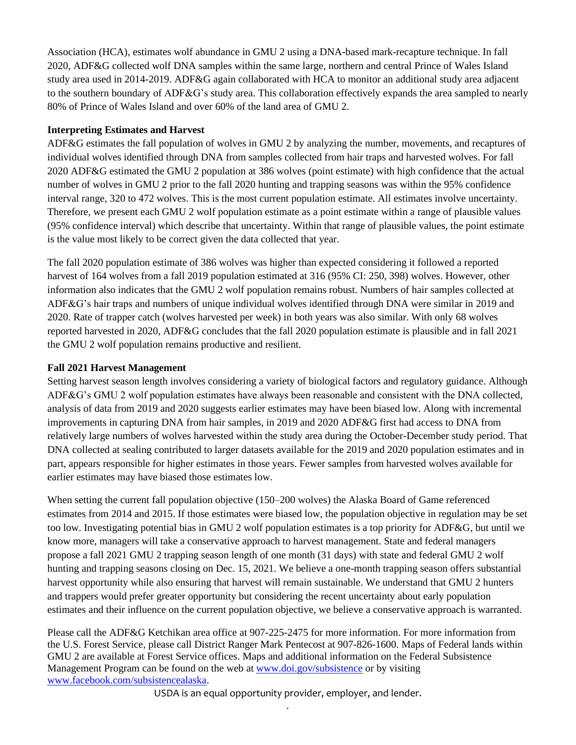Association (HCA), estimates wolf abundance in GMU 2 using a DNA-based mark-recapture technique. In fall 2020, ADF&G collected wolf DNA samples within the same large, northern and central Prince of Wales Island study area used in 2014-2019. ADF&G again collaborated with HCA to monitor an additional study area adjacent to the southern boundary of ADF&G's study area. This collaboration effectively expands the area sampled to nearly 80% of Prince of Wales Island and over 60% of the land area of GMU 2.

**Interpreting Estimates and Harvest**

ADF&G estimates the fall population of wolves in GMU 2 by analyzing the number, movements, and recaptures of individual wolves identified through DNA from samples collected from hair traps and harvested wolves. For fall 2020 ADF&G estimated the GMU 2 population at 386 wolves (point estimate) with high confidence that the actual number of wolves in GMU 2 prior to the fall 2020 hunting and trapping seasons was within the 95% confidence interval range, 320 to 472 wolves. This is the most current population estimate. All estimates involve uncertainty. Therefore, we present each GMU 2 wolf population estimate as a point estimate within a range of plausible values (95% confidence interval) which describe that uncertainty. Within that range of plausible values, the point estimate is the value most likely to be correct given the data collected that year.

The fall 2020 population estimate of 386 wolves was higher than expected considering it followed a reported harvest of 164 wolves from a fall 2019 population estimated at 316 (95% CI: 250, 398) wolves. However, other information also indicates that the GMU 2 wolf population remains robust. Numbers of hair samples collected at ADF&G's hair traps and numbers of unique individual wolves identified through DNA were similar in 2019 and 2020. Rate of trapper catch (wolves harvested per week) in both years was also similar. With only 68 wolves reported harvested in 2020, ADF&G concludes that the fall 2020 population estimate is plausible and in fall 2021 the GMU 2 wolf population remains productive and resilient.

**Fall 2021 Harvest Management**

Setting harvest season length involves considering a variety of biological factors and regulatory guidance. Although ADF&G's GMU 2 wolf population estimates have always been reasonable and consistent with the DNA collected, analysis of data from 2019 and 2020 suggests earlier estimates may have been biased low. Along with incremental improvements in capturing DNA from hair samples, in 2019 and 2020 ADF&G first had access to DNA from relatively large numbers of wolves harvested within the study area during the October-December study period. That DNA collected at sealing contributed to larger datasets available for the 2019 and 2020 population estimates and in part, appears responsible for higher estimates in those years. Fewer samples from harvested wolves available for earlier estimates may have biased those estimates low.

When setting the current fall population objective (150–200 wolves) the Alaska Board of Game referenced estimates from 2014 and 2015. If those estimates were biased low, the population objective in regulation may be set too low. Investigating potential bias in GMU 2 wolf population estimates is a top priority for ADF&G, but until we know more, managers will take a conservative approach to harvest management. State and federal managers propose a fall 2021 GMU 2 trapping season length of one month (31 days) with state and federal GMU 2 wolf hunting and trapping seasons closing on Dec. 15, 2021. We believe a one-month trapping season offers substantial harvest opportunity while also ensuring that harvest will remain sustainable. We understand that GMU 2 hunters and trappers would prefer greater opportunity but considering the recent uncertainty about early population estimates and their influence on the current population objective, we believe a conservative approach is warranted.

Please call the ADF&G Ketchikan area office at 907-225-2475 for more information. For more information from the U.S. Forest Service, please call District Ranger Mark Pentecost at 907-826-1600. Maps of Federal lands within GMU 2 are available at Forest Service offices. Maps and additional information on the Federal Subsistence Management Program can be found on the web at [www.doi.gov/subsistence](www.doi.gov/subsistence) or by visiting [www.facebook.com/subsistencealaska](www.facebook.com/subsistencealaska).

USDA is an equal opportunity provider, employer, and lender.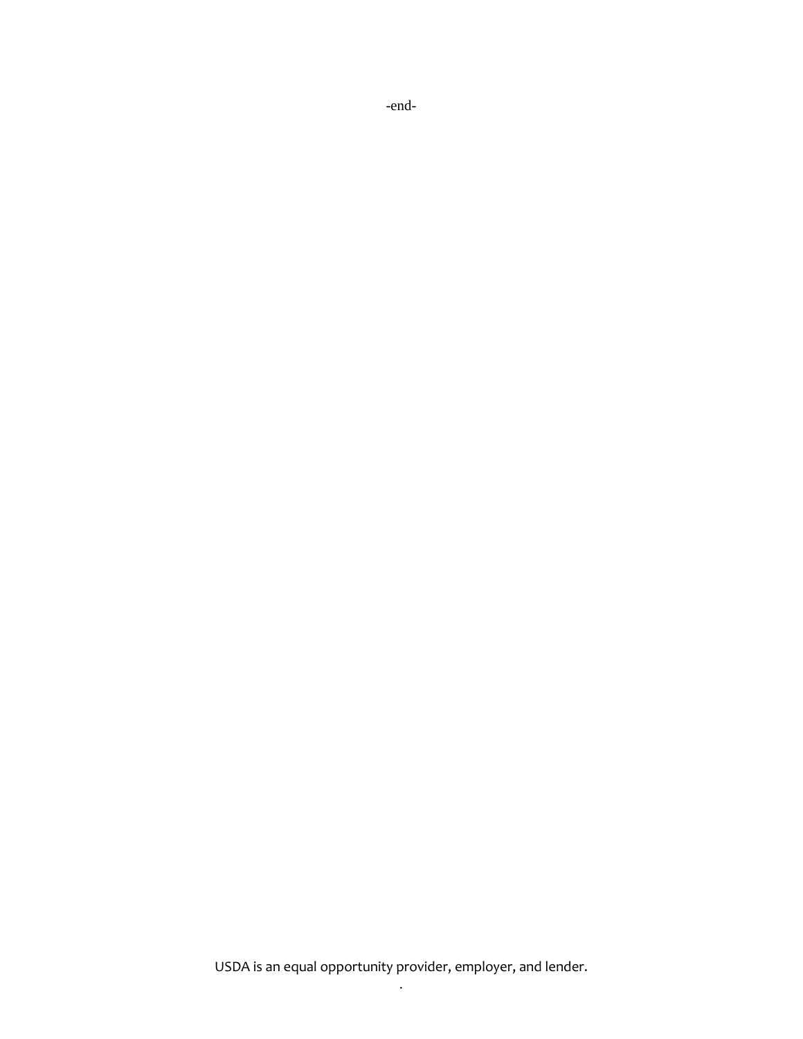-end-

USDA is an equal opportunity provider, employer, and lender.